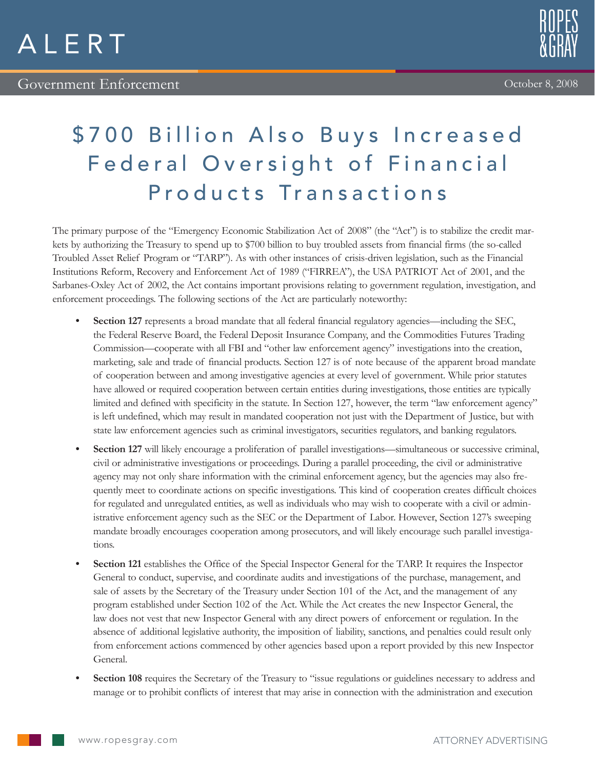# ALERT

Government Enforcement

October 8, 2008

# $700 Billion Also Buys Increased Federal Oversight of Financial Products Transactions

The primary purpose of the "Emergency Economic Stabilization Act of 2008" (the "Act") is to stabilize the credit markets by authorizing the Treasury to spend up to $700 billion to buy troubled assets from financial firms (the so-called Troubled Asset Relief Program or "TARP"). As with other instances of crisis-driven legislation, such as the Financial Institutions Reform, Recovery and Enforcement Act of 1989 ("FIRREA"), the USA PATRIOT Act of 2001, and the Sarbanes-Oxley Act of 2002, the Act contains important provisions relating to government regulation, investigation, and enforcement proceedings. The following sections of the Act are particularly noteworthy:

- **Section 127** represents a broad mandate that all federal financial regulatory agencies—including the SEC, the Federal Reserve Board, the Federal Deposit Insurance Company, and the Commodities Futures Trading Commission—cooperate with all FBI and "other law enforcement agency" investigations into the creation, marketing, sale and trade of financial products. Section 127 is of note because of the apparent broad mandate of cooperation between and among investigative agencies at every level of government. While prior statutes have allowed or required cooperation between certain entities during investigations, those entities are typically limited and defined with specificity in the statute. In Section 127, however, the term "law enforcement agency" is left undefined, which may result in mandated cooperation not just with the Department of Justice, but with state law enforcement agencies such as criminal investigators, securities regulators, and banking regulators.
- **Section 127** will likely encourage a proliferation of parallel investigations—simultaneous or successive criminal, civil or administrative investigations or proceedings. During a parallel proceeding, the civil or administrative agency may not only share information with the criminal enforcement agency, but the agencies may also frequently meet to coordinate actions on specific investigations. This kind of cooperation creates difficult choices for regulated and unregulated entities, as well as individuals who may wish to cooperate with a civil or administrative enforcement agency such as the SEC or the Department of Labor. However, Section 127's sweeping mandate broadly encourages cooperation among prosecutors, and will likely encourage such parallel investigations.
- **Section 121** establishes the Office of the Special Inspector General for the TARP. It requires the Inspector General to conduct, supervise, and coordinate audits and investigations of the purchase, management, and sale of assets by the Secretary of the Treasury under Section 101 of the Act, and the management of any program established under Section 102 of the Act. While the Act creates the new Inspector General, the law does not vest that new Inspector General with any direct powers of enforcement or regulation. In the absence of additional legislative authority, the imposition of liability, sanctions, and penalties could result only from enforcement actions commenced by other agencies based upon a report provided by this new Inspector General.
- **Section 108** requires the Secretary of the Treasury to "issue regulations or guidelines necessary to address and manage or to prohibit conflicts of interest that may arise in connection with the administration and execution

www.ropesgray.com ATTORNEY ADVERTISING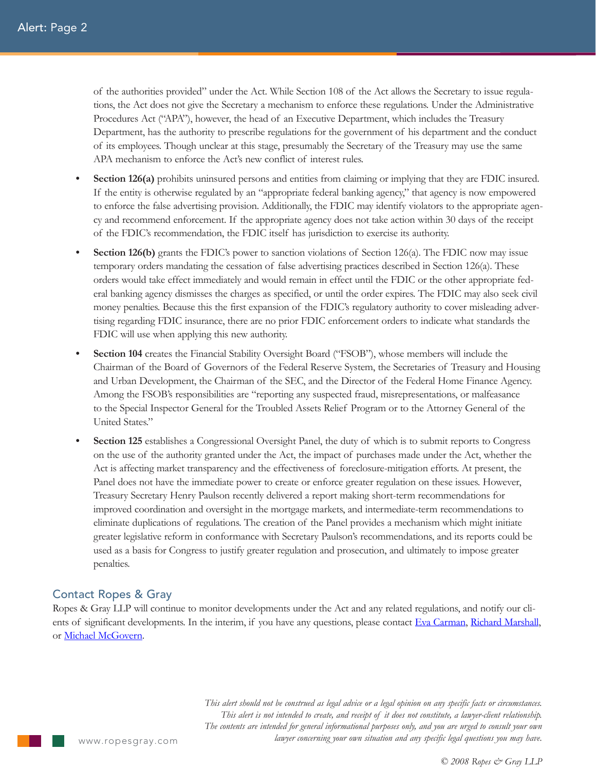of the authorities provided" under the Act. While Section 108 of the Act allows the Secretary to issue regulations, the Act does not give the Secretary a mechanism to enforce these regulations. Under the Administrative Procedures Act ("APA"), however, the head of an Executive Department, which includes the Treasury Department, has the authority to prescribe regulations for the government of his department and the conduct of its employees. Though unclear at this stage, presumably the Secretary of the Treasury may use the same APA mechanism to enforce the Act's new conflict of interest rules.

- **Section 126(a)** prohibits uninsured persons and entities from claiming or implying that they are FDIC insured. If the entity is otherwise regulated by an "appropriate federal banking agency," that agency is now empowered to enforce the false advertising provision. Additionally, the FDIC may identify violators to the appropriate agency and recommend enforcement. If the appropriate agency does not take action within 30 days of the receipt of the FDIC's recommendation, the FDIC itself has jurisdiction to exercise its authority.
- **Section 126(b)** grants the FDIC's power to sanction violations of Section 126(a). The FDIC now may issue temporary orders mandating the cessation of false advertising practices described in Section 126(a). These orders would take effect immediately and would remain in effect until the FDIC or the other appropriate federal banking agency dismisses the charges as specified, or until the order expires. The FDIC may also seek civil money penalties. Because this the first expansion of the FDIC's regulatory authority to cover misleading advertising regarding FDIC insurance, there are no prior FDIC enforcement orders to indicate what standards the FDIC will use when applying this new authority.
- **Section 104** creates the Financial Stability Oversight Board ("FSOB"), whose members will include the Chairman of the Board of Governors of the Federal Reserve System, the Secretaries of Treasury and Housing and Urban Development, the Chairman of the SEC, and the Director of the Federal Home Finance Agency. Among the FSOB's responsibilities are "reporting any suspected fraud, misrepresentations, or malfeasance to the Special Inspector General for the Troubled Assets Relief Program or to the Attorney General of the United States."
- **Section 125** establishes a Congressional Oversight Panel, the duty of which is to submit reports to Congress on the use of the authority granted under the Act, the impact of purchases made under the Act, whether the Act is affecting market transparency and the effectiveness of foreclosure-mitigation efforts. At present, the Panel does not have the immediate power to create or enforce greater regulation on these issues. However, Treasury Secretary Henry Paulson recently delivered a report making short-term recommendations for improved coordination and oversight in the mortgage markets, and intermediate-term recommendations to eliminate duplications of regulations. The creation of the Panel provides a mechanism which might initiate greater legislative reform in conformance with Secretary Paulson's recommendations, and its reports could be used as a basis for Congress to justify greater regulation and prosecution, and ultimately to impose greater penalties.

## Contact Ropes & Gray

Ropes & Gray LLP will continue to monitor developments under the Act and any related regulations, and notify our clients of significant developments. In the interim, if you have any questions, please contact Eva Carman, Richard Marshall, or Michael McGovern.

*This alert should not be construed as legal advice or a legal opinion on any specific facts or circumstances. This alert is not intended to create, and receipt of it does not constitute, a lawyer-client relationship. The contents are intended for general informational purposes only, and you are urged to consult your own lawyer concerning your own situation and any specific legal questions you may have.*

www.ropesgray.com

© 2008 Ropes & Gray LLP